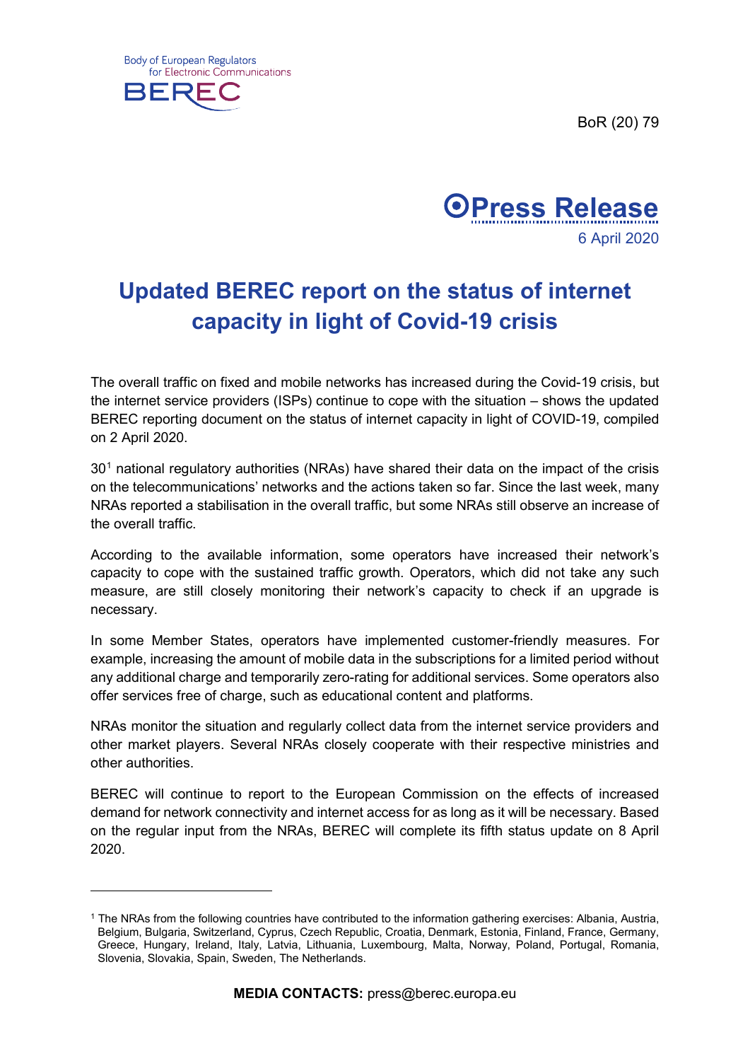Body of European Regulators for Electronic Communications
BEREC

BoR (20) 79

**Press Release**

6 April 2020

# Updated BEREC report on the status of internet capacity in light of Covid-19 crisis

The overall traffic on fixed and mobile networks has increased during the Covid-19 crisis, but the internet service providers (ISPs) continue to cope with the situation – shows the updated BEREC reporting document on the status of internet capacity in light of COVID-19, compiled on 2 April 2020.

30[1] national regulatory authorities (NRAs) have shared their data on the impact of the crisis on the telecommunications' networks and the actions taken so far. Since the last week, many NRAs reported a stabilisation in the overall traffic, but some NRAs still observe an increase of the overall traffic.

According to the available information, some operators have increased their network's capacity to cope with the sustained traffic growth. Operators, which did not take any such measure, are still closely monitoring their network's capacity to check if an upgrade is necessary.

In some Member States, operators have implemented customer-friendly measures. For example, increasing the amount of mobile data in the subscriptions for a limited period without any additional charge and temporarily zero-rating for additional services. Some operators also offer services free of charge, such as educational content and platforms.

NRAs monitor the situation and regularly collect data from the internet service providers and other market players. Several NRAs closely cooperate with their respective ministries and other authorities.

BEREC will continue to report to the European Commission on the effects of increased demand for network connectivity and internet access for as long as it will be necessary. Based on the regular input from the NRAs, BEREC will complete its fifth status update on 8 April 2020.

[1] The NRAs from the following countries have contributed to the information gathering exercises: Albania, Austria, Belgium, Bulgaria, Switzerland, Cyprus, Czech Republic, Croatia, Denmark, Estonia, Finland, France, Germany, Greece, Hungary, Ireland, Italy, Latvia, Lithuania, Luxembourg, Malta, Norway, Poland, Portugal, Romania, Slovenia, Slovakia, Spain, Sweden, The Netherlands.

**MEDIA CONTACTS:** press@berec.europa.eu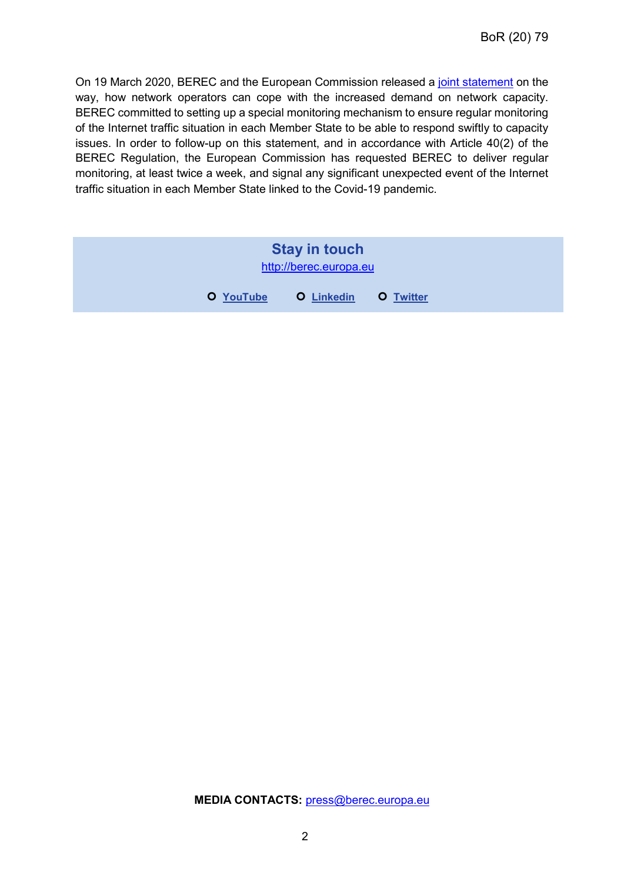On 19 March 2020, BEREC and the European Commission released a joint statement on the way, how network operators can cope with the increased demand on network capacity. BEREC committed to setting up a special monitoring mechanism to ensure regular monitoring of the Internet traffic situation in each Member State to be able to respond swiftly to capacity issues. In order to follow-up on this statement, and in accordance with Article 40(2) of the BEREC Regulation, the European Commission has requested BEREC to deliver regular monitoring, at least twice a week, and signal any significant unexpected event of the Internet traffic situation in each Member State linked to the Covid-19 pandemic.

## Stay in touch

http://berec.europa.eu

- YouTube
- Linkedin
- Twitter

**MEDIA CONTACTS:** press@berec.europa.eu